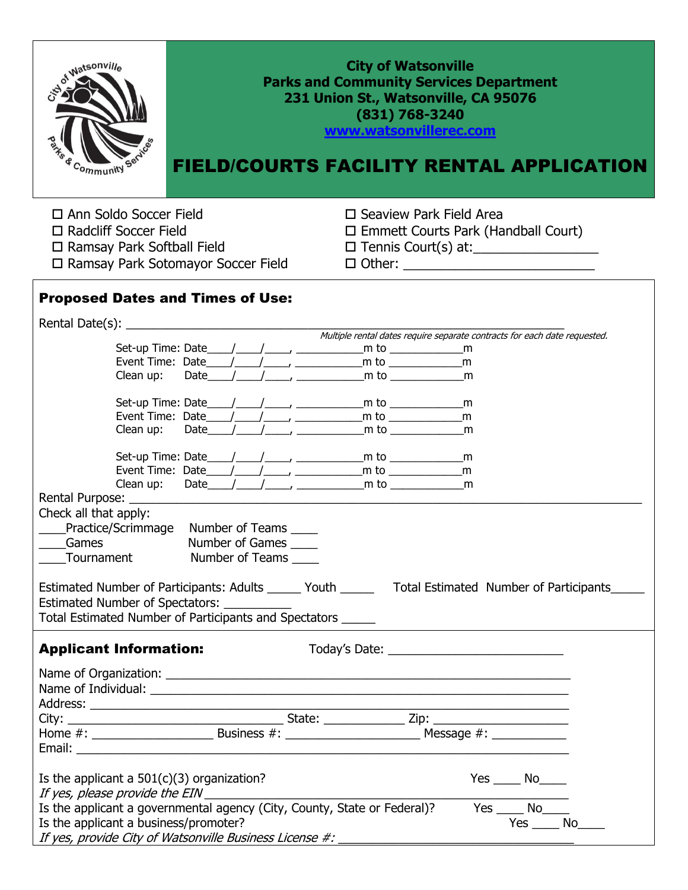**City of Watsonville**
**Parks and Community Services Department**
**231 Union St., Watsonville, CA 95076**
**(831) 768-3240**
**www.watsonvillerec.com**

# FIELD/COURTS FACILITY RENTAL APPLICATION

- ☐ Ann Soldo Soccer Field
- ☐ Radcliff Soccer Field
- ☐ Ramsay Park Softball Field
- ☐ Ramsay Park Sotomayor Soccer Field
- ☐ Seaview Park Field Area
- ☐ Emmett Courts Park (Handball Court)
- ☐ Tennis Court(s) at:________________
- ☐ Other: _________________________

## Proposed Dates and Times of Use:

Rental Date(s): ________________________________________________

*Multiple rental dates require separate contracts for each date requested.*

Set-up Time: Date____/____/____, ___________m to ____________m
Event Time: Date____/____/____, ___________m to ____________m
Clean up: Date____/____/____, ___________m to ____________m

Set-up Time: Date____/____/____, ___________m to ____________m
Event Time: Date____/____/____, ___________m to ____________m
Clean up: Date____/____/____, ___________m to ____________m

Set-up Time: Date____/____/____, ___________m to ____________m
Event Time: Date____/____/____, ___________m to ____________m
Clean up: Date____/____/____, ___________m to ____________m

Rental Purpose: ______________________________________________________________

Check all that apply:

____Practice/Scrimmage Number of Teams ____
____Games Number of Games ____
____Tournament Number of Teams ____

Estimated Number of Participants: Adults _____ Youth _____ Total Estimated Number of Participants_____
Estimated Number of Spectators: __________
Total Estimated Number of Participants and Spectators _____

## Applicant Information:

Today's Date: _________________________

Name of Organization: _______________________________________________________
Name of Individual: _________________________________________________________
Address: _________________________________________________________________
City: ______________________________ State: ____________ Zip: ___________________
Home #: __________________ Business #: ____________________ Message #: ___________
Email: ___________________________________________________________________

Is the applicant a 501(c)(3) organization? Yes ____ No____
*If yes, please provide the EIN* __________________________________________________
Is the applicant a governmental agency (City, County, State or Federal)? Yes ____ No____
Is the applicant a business/promoter? Yes ____ No____
*If yes, provide City of Watsonville Business License #:* ___________________________________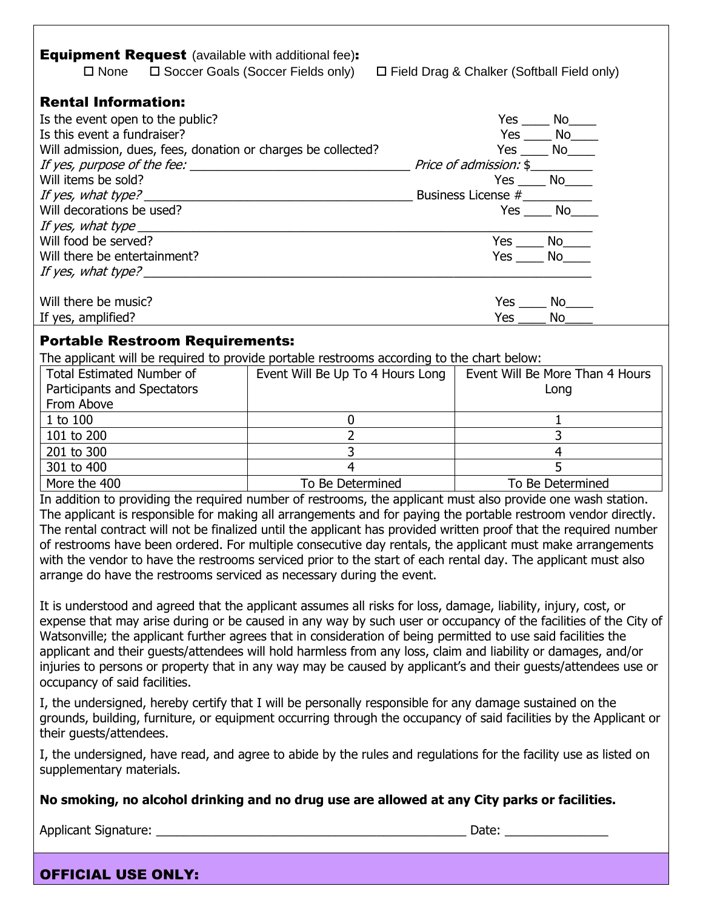### **Equipment Request** (available with additional fee)**:**

☐ None ☐ Soccer Goals (Soccer Fields only) ☐ Field Drag & Chalker (Softball Field only)

### **Rental Information:**

Is the event open to the public? Yes ____ No____

Is this event a fundraiser? Yes ____ No____

Will admission, dues, fees, donation or charges be collected? Yes ____ No____

*If yes, purpose of the fee:* ________________________________ *Price of admission:* $_________

Will items be sold? Yes ____ No____

*If yes, what type?* _______________________________________ Business License #__________

Will decorations be used? Yes ____ No____

*If yes, what type* ____________________________________________________________________

Will food be served? Yes ____ No____

Will there be entertainment? Yes ____ No____

*If yes, what type?* ____________________________________________________________________

Will there be music? Yes ____ No____

If yes, amplified? Yes ____ No____

### **Portable Restroom Requirements:**

The applicant will be required to provide portable restrooms according to the chart below:

| Total Estimated Number of Participants and Spectators From Above | Event Will Be Up To 4 Hours Long | Event Will Be More Than 4 Hours Long |
|---|---|---|
| 1 to 100 | 0 | 1 |
| 101 to 200 | 2 | 3 |
| 201 to 300 | 3 | 4 |
| 301 to 400 | 4 | 5 |
| More the 400 | To Be Determined | To Be Determined |

In addition to providing the required number of restrooms, the applicant must also provide one wash station. The applicant is responsible for making all arrangements and for paying the portable restroom vendor directly. The rental contract will not be finalized until the applicant has provided written proof that the required number of restrooms have been ordered. For multiple consecutive day rentals, the applicant must make arrangements with the vendor to have the restrooms serviced prior to the start of each rental day. The applicant must also arrange do have the restrooms serviced as necessary during the event.

It is understood and agreed that the applicant assumes all risks for loss, damage, liability, injury, cost, or expense that may arise during or be caused in any way by such user or occupancy of the facilities of the City of Watsonville; the applicant further agrees that in consideration of being permitted to use said facilities the applicant and their guests/attendees will hold harmless from any loss, claim and liability or damages, and/or injuries to persons or property that in any way may be caused by applicant's and their guests/attendees use or occupancy of said facilities.

I, the undersigned, hereby certify that I will be personally responsible for any damage sustained on the grounds, building, furniture, or equipment occurring through the occupancy of said facilities by the Applicant or their guests/attendees.

I, the undersigned, have read, and agree to abide by the rules and regulations for the facility use as listed on supplementary materials.

**No smoking, no alcohol drinking and no drug use are allowed at any City parks or facilities.**

Applicant Signature: _____________________________________________ Date: _______________

### **OFFICIAL USE ONLY:**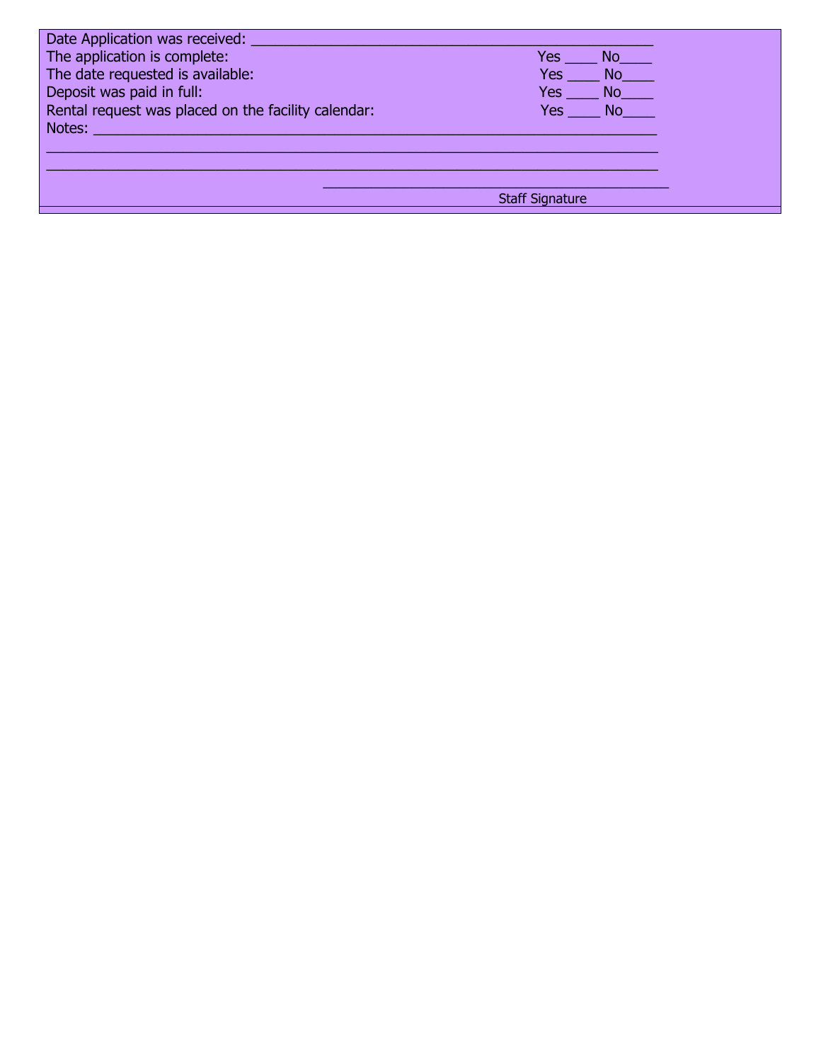Date Application was received: ____________________________________________________

The application is complete: Yes ____ No____

The date requested is available: Yes ____ No____

Deposit was paid in full: Yes ____ No____

Rental request was placed on the facility calendar: Yes ____ No____

Notes: ________________________________________________________________________

___________________________________________________________________________________

___________________________________________________________________________________

_____________________________________________

Staff Signature